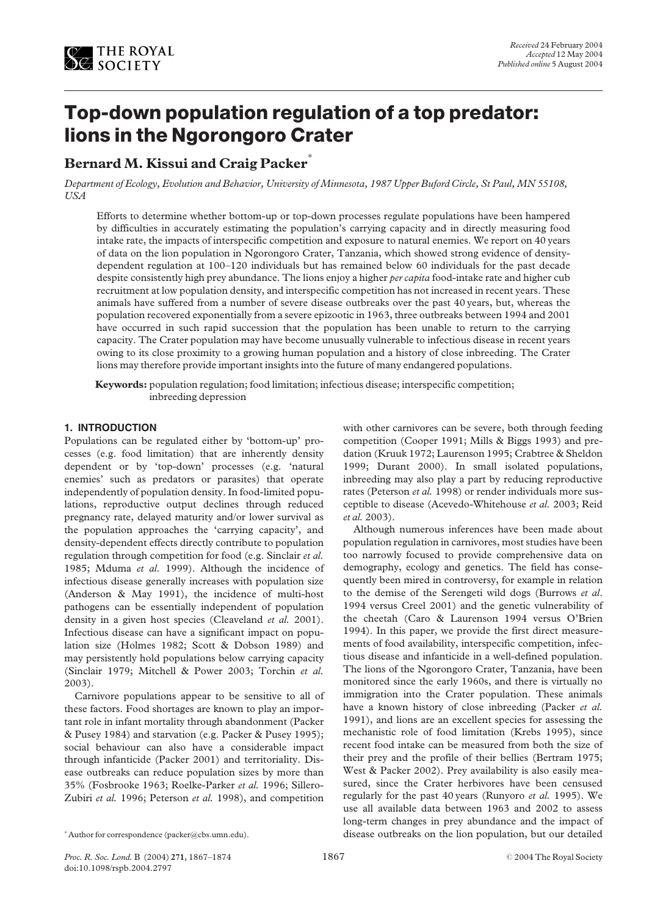Received 24 February 2004
Accepted 12 May 2004
Published online 5 August 2004

# Top-down population regulation of a top predator: lions in the Ngorongoro Crater

**Bernard M. Kissui and Craig Packer***

*Department of Ecology, Evolution and Behavior, University of Minnesota, 1987 Upper Buford Circle, St Paul, MN 55108, USA*

Efforts to determine whether bottom-up or top-down processes regulate populations have been hampered by difficulties in accurately estimating the population's carrying capacity and in directly measuring food intake rate, the impacts of interspecific competition and exposure to natural enemies. We report on 40 years of data on the lion population in Ngorongoro Crater, Tanzania, which showed strong evidence of density-dependent regulation at 100–120 individuals but has remained below 60 individuals for the past decade despite consistently high prey abundance. The lions enjoy a higher *per capita* food-intake rate and higher cub recruitment at low population density, and interspecific competition has not increased in recent years. These animals have suffered from a number of severe disease outbreaks over the past 40 years, but, whereas the population recovered exponentially from a severe epizootic in 1963, three outbreaks between 1994 and 2001 have occurred in such rapid succession that the population has been unable to return to the carrying capacity. The Crater population may have become unusually vulnerable to infectious disease in recent years owing to its close proximity to a growing human population and a history of close inbreeding. The Crater lions may therefore provide important insights into the future of many endangered populations.

**Keywords:** population regulation; food limitation; infectious disease; interspecific competition; inbreeding depression

## 1. INTRODUCTION

Populations can be regulated either by 'bottom-up' processes (e.g. food limitation) that are inherently density dependent or by 'top-down' processes (e.g. 'natural enemies' such as predators or parasites) that operate independently of population density. In food-limited populations, reproductive output declines through reduced pregnancy rate, delayed maturity and/or lower survival as the population approaches the 'carrying capacity', and density-dependent effects directly contribute to population regulation through competition for food (e.g. Sinclair *et al.* 1985; Mduma *et al.* 1999). Although the incidence of infectious disease generally increases with population size (Anderson & May 1991), the incidence of multi-host pathogens can be essentially independent of population density in a given host species (Cleaveland *et al.* 2001). Infectious disease can have a significant impact on population size (Holmes 1982; Scott & Dobson 1989) and may persistently hold populations below carrying capacity (Sinclair 1979; Mitchell & Power 2003; Torchin *et al.* 2003).

Carnivore populations appear to be sensitive to all of these factors. Food shortages are known to play an important role in infant mortality through abandonment (Packer & Pusey 1984) and starvation (e.g. Packer & Pusey 1995); social behaviour can also have a considerable impact through infanticide (Packer 2001) and territoriality. Disease outbreaks can reduce population sizes by more than 35% (Fosbrooke 1963; Roelke-Parker *et al.* 1996; Sillero-Zubiri *et al.* 1996; Peterson *et al.* 1998), and competition with other carnivores can be severe, both through feeding competition (Cooper 1991; Mills & Biggs 1993) and predation (Kruuk 1972; Laurenson 1995; Crabtree & Sheldon 1999; Durant 2000). In small isolated populations, inbreeding may also play a part by reducing reproductive rates (Peterson *et al.* 1998) or render individuals more susceptible to disease (Acevedo-Whitehouse *et al.* 2003; Reid *et al.* 2003).

Although numerous inferences have been made about population regulation in carnivores, most studies have been too narrowly focused to provide comprehensive data on demography, ecology and genetics. The field has consequently been mired in controversy, for example in relation to the demise of the Serengeti wild dogs (Burrows *et al.* 1994 versus Creel 2001) and the genetic vulnerability of the cheetah (Caro & Laurenson 1994 versus O'Brien 1994). In this paper, we provide the first direct measurements of food availability, interspecific competition, infectious disease and infanticide in a well-defined population. The lions of the Ngorongoro Crater, Tanzania, have been monitored since the early 1960s, and there is virtually no immigration into the Crater population. These animals have a known history of close inbreeding (Packer *et al.* 1991), and lions are an excellent species for assessing the mechanistic role of food limitation (Krebs 1995), since recent food intake can be measured from both the size of their prey and the profile of their bellies (Bertram 1975; West & Packer 2002). Prey availability is also easily measured, since the Crater herbivores have been censused regularly for the past 40 years (Runyoro *et al.* 1995). We use all available data between 1963 and 2002 to assess long-term changes in prey abundance and the impact of disease outbreaks on the lion population, but our detailed

\* Author for correspondence (packer@cbs.umn.edu).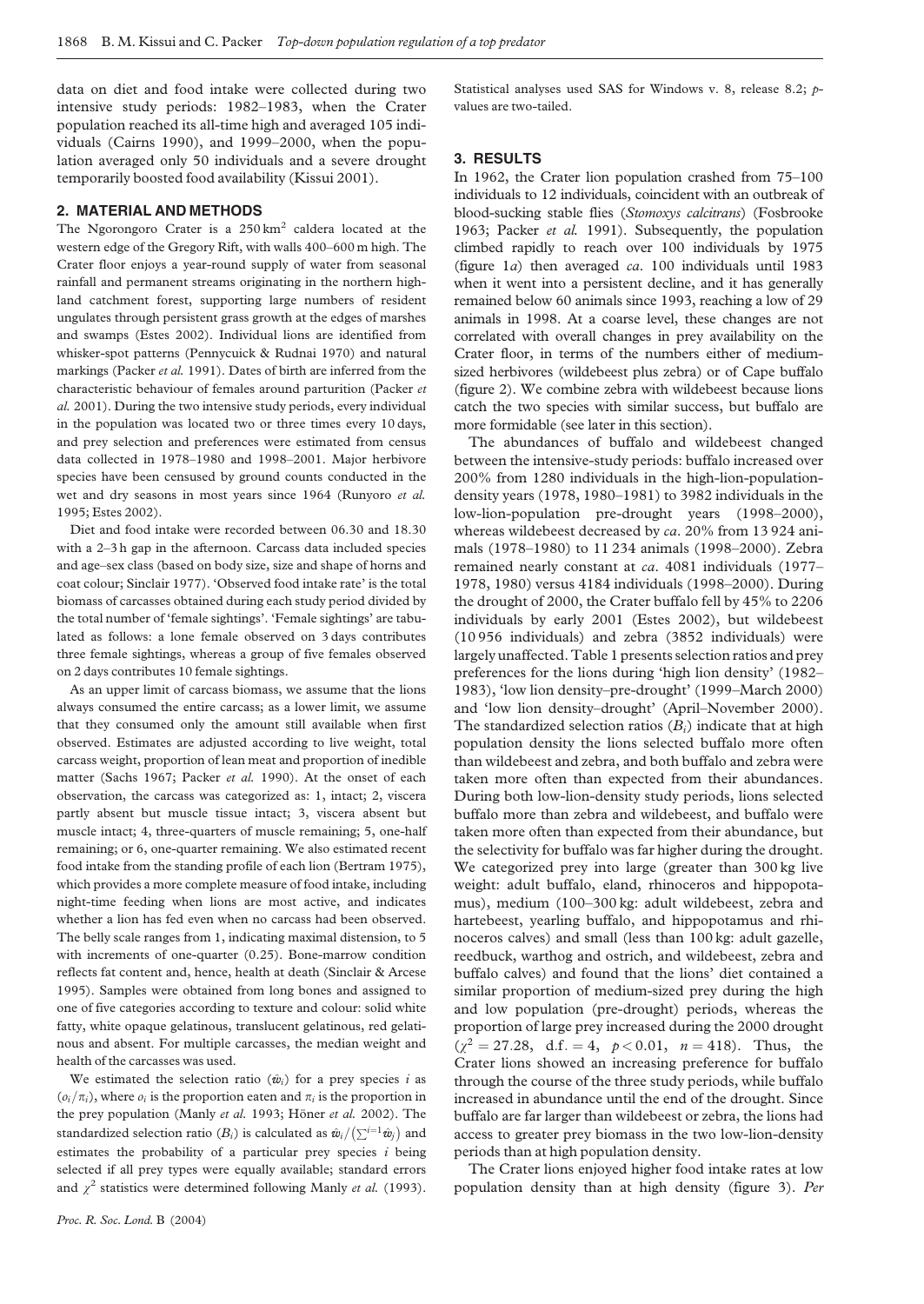data on diet and food intake were collected during two intensive study periods: 1982–1983, when the Crater population reached its all-time high and averaged 105 individuals (Cairns 1990), and 1999–2000, when the population averaged only 50 individuals and a severe drought temporarily boosted food availability (Kissui 2001).

## 2. MATERIAL AND METHODS

The Ngorongoro Crater is a 250 km$^2$ caldera located at the western edge of the Gregory Rift, with walls 400–600 m high. The Crater floor enjoys a year-round supply of water from seasonal rainfall and permanent streams originating in the northern highland catchment forest, supporting large numbers of resident ungulates through persistent grass growth at the edges of marshes and swamps (Estes 2002). Individual lions are identified from whisker-spot patterns (Pennycuick & Rudnai 1970) and natural markings (Packer *et al.* 1991). Dates of birth are inferred from the characteristic behaviour of females around parturition (Packer *et al.* 2001). During the two intensive study periods, every individual in the population was located two or three times every 10 days, and prey selection and preferences were estimated from census data collected in 1978–1980 and 1998–2001. Major herbivore species have been censused by ground counts conducted in the wet and dry seasons in most years since 1964 (Runyoro *et al.* 1995; Estes 2002).

Diet and food intake were recorded between 06.30 and 18.30 with a 2–3 h gap in the afternoon. Carcass data included species and age–sex class (based on body size, size and shape of horns and coat colour; Sinclair 1977). 'Observed food intake rate' is the total biomass of carcasses obtained during each study period divided by the total number of 'female sightings'. 'Female sightings' are tabulated as follows: a lone female observed on 3 days contributes three female sightings, whereas a group of five females observed on 2 days contributes 10 female sightings.

As an upper limit of carcass biomass, we assume that the lions always consumed the entire carcass; as a lower limit, we assume that they consumed only the amount still available when first observed. Estimates are adjusted according to live weight, total carcass weight, proportion of lean meat and proportion of inedible matter (Sachs 1967; Packer *et al.* 1990). At the onset of each observation, the carcass was categorized as: 1, intact; 2, viscera partly absent but muscle tissue intact; 3, viscera absent but muscle intact; 4, three-quarters of muscle remaining; 5, one-half remaining; or 6, one-quarter remaining. We also estimated recent food intake from the standing profile of each lion (Bertram 1975), which provides a more complete measure of food intake, including night-time feeding when lions are most active, and indicates whether a lion has fed even when no carcass had been observed. The belly scale ranges from 1, indicating maximal distension, to 5 with increments of one-quarter (0.25). Bone-marrow condition reflects fat content and, hence, health at death (Sinclair & Arcese 1995). Samples were obtained from long bones and assigned to one of five categories according to texture and colour: solid white fatty, white opaque gelatinous, translucent gelatinous, red gelatinous and absent. For multiple carcasses, the median weight and health of the carcasses was used.

We estimated the selection ratio ($\hat{w}_i$) for a prey species $i$ as $(o_i/\pi_i)$, where $o_i$ is the proportion eaten and $\pi_i$ is the proportion in the prey population (Manly *et al.* 1993; Höner *et al.* 2002). The standardized selection ratio ($B_i$) is calculated as $\hat{w}_i/(\sum^{i=1}\hat{w}_j)$ and estimates the probability of a particular prey species $i$ being selected if all prey types were equally available; standard errors and $\chi^2$ statistics were determined following Manly *et al.* (1993). Statistical analyses used SAS for Windows v. 8, release 8.2; *p*-values are two-tailed.

## 3. RESULTS

In 1962, the Crater lion population crashed from 75–100 individuals to 12 individuals, coincident with an outbreak of blood-sucking stable flies (*Stomoxys calcitrans*) (Fosbrooke 1963; Packer *et al.* 1991). Subsequently, the population climbed rapidly to reach over 100 individuals by 1975 (figure 1*a*) then averaged *ca*. 100 individuals until 1983 when it went into a persistent decline, and it has generally remained below 60 animals since 1993, reaching a low of 29 animals in 1998. At a coarse level, these changes are not correlated with overall changes in prey availability on the Crater floor, in terms of the numbers either of medium-sized herbivores (wildebeest plus zebra) or of Cape buffalo (figure 2). We combine zebra with wildebeest because lions catch the two species with similar success, but buffalo are more formidable (see later in this section).

The abundances of buffalo and wildebeest changed between the intensive-study periods: buffalo increased over 200% from 1280 individuals in the high-lion-population-density years (1978, 1980–1981) to 3982 individuals in the low-lion-population pre-drought years (1998–2000), whereas wildebeest decreased by *ca*. 20% from 13 924 animals (1978–1980) to 11 234 animals (1998–2000). Zebra remained nearly constant at *ca*. 4081 individuals (1977–1978, 1980) versus 4184 individuals (1998–2000). During the drought of 2000, the Crater buffalo fell by 45% to 2206 individuals by early 2001 (Estes 2002), but wildebeest (10 956 individuals) and zebra (3852 individuals) were largely unaffected. Table 1 presents selection ratios and prey preferences for the lions during 'high lion density' (1982–1983), 'low lion density–pre-drought' (1999–March 2000) and 'low lion density–drought' (April–November 2000). The standardized selection ratios ($B_i$) indicate that at high population density the lions selected buffalo more often than wildebeest and zebra, and both buffalo and zebra were taken more often than expected from their abundances. During both low-lion-density study periods, lions selected buffalo more than zebra and wildebeest, and buffalo were taken more often than expected from their abundance, but the selectivity for buffalo was far higher during the drought. We categorized prey into large (greater than 300 kg live weight: adult buffalo, eland, rhinoceros and hippopotamus), medium (100–300 kg: adult wildebeest, zebra and hartebeest, yearling buffalo, and hippopotamus and rhinoceros calves) and small (less than 100 kg: adult gazelle, reedbuck, warthog and ostrich, and wildebeest, zebra and buffalo calves) and found that the lions' diet contained a similar proportion of medium-sized prey during the high and low population (pre-drought) periods, whereas the proportion of large prey increased during the 2000 drought ($\chi^2 = 27.28$, d.f. $= 4$, $p < 0.01$, $n = 418$). Thus, the Crater lions showed an increasing preference for buffalo through the course of the three study periods, while buffalo increased in abundance until the end of the drought. Since buffalo are far larger than wildebeest or zebra, the lions had access to greater prey biomass in the two low-lion-density periods than at high population density.

The Crater lions enjoyed higher food intake rates at low population density than at high density (figure 3). *Per*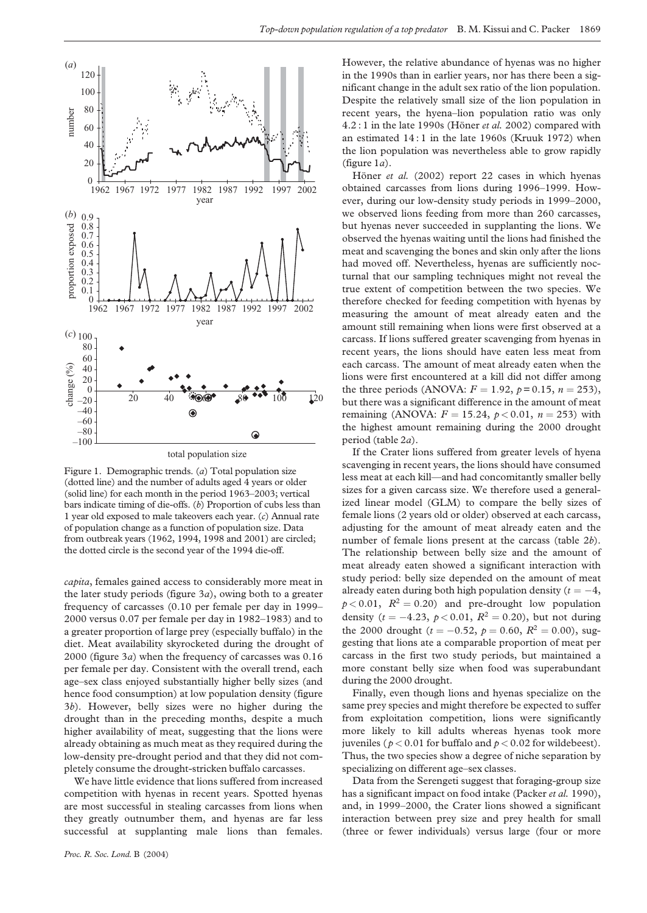Figure 1. Demographic trends. (*a*) Total population size (dotted line) and the number of adults aged 4 years or older (solid line) for each month in the period 1963–2003; vertical bars indicate timing of die-offs. (*b*) Proportion of cubs less than 1 year old exposed to male takeovers each year. (*c*) Annual rate of population change as a function of population size. Data from outbreak years (1962, 1994, 1998 and 2001) are circled; the dotted circle is the second year of the 1994 die-off.

*capita*, females gained access to considerably more meat in the later study periods (figure 3*a*), owing both to a greater frequency of carcasses (0.10 per female per day in 1999–2000 versus 0.07 per female per day in 1982–1983) and to a greater proportion of large prey (especially buffalo) in the diet. Meat availability skyrocketed during the drought of 2000 (figure 3*a*) when the frequency of carcasses was 0.16 per female per day. Consistent with the overall trend, each age–sex class enjoyed substantially higher belly sizes (and hence food consumption) at low population density (figure 3*b*). However, belly sizes were no higher during the drought than in the preceding months, despite a much higher availability of meat, suggesting that the lions were already obtaining as much meat as they required during the low-density pre-drought period and that they did not completely consume the drought-stricken buffalo carcasses.

We have little evidence that lions suffered from increased competition with hyenas in recent years. Spotted hyenas are most successful in stealing carcasses from lions when they greatly outnumber them, and hyenas are far less successful at supplanting male lions than females. However, the relative abundance of hyenas was no higher in the 1990s than in earlier years, nor has there been a significant change in the adult sex ratio of the lion population. Despite the relatively small size of the lion population in recent years, the hyena–lion population ratio was only 4.2 : 1 in the late 1990s (Höner *et al.* 2002) compared with an estimated 14 : 1 in the late 1960s (Kruuk 1972) when the lion population was nevertheless able to grow rapidly (figure 1*a*).

Höner *et al.* (2002) report 22 cases in which hyenas obtained carcasses from lions during 1996–1999. However, during our low-density study periods in 1999–2000, we observed lions feeding from more than 260 carcasses, but hyenas never succeeded in supplanting the lions. We observed the hyenas waiting until the lions had finished the meat and scavenging the bones and skin only after the lions had moved off. Nevertheless, hyenas are sufficiently nocturnal that our sampling techniques might not reveal the true extent of competition between the two species. We therefore checked for feeding competition with hyenas by measuring the amount of meat already eaten and the amount still remaining when lions were first observed at a carcass. If lions suffered greater scavenging from hyenas in recent years, the lions should have eaten less meat from each carcass. The amount of meat already eaten when the lions were first encountered at a kill did not differ among the three periods (ANOVA: $F = 1.92$, $p = 0.15$, $n = 253$), but there was a significant difference in the amount of meat remaining (ANOVA: $F = 15.24$, $p < 0.01$, $n = 253$) with the highest amount remaining during the 2000 drought period (table 2*a*).

If the Crater lions suffered from greater levels of hyena scavenging in recent years, the lions should have consumed less meat at each kill—and had concomitantly smaller belly sizes for a given carcass size. We therefore used a generalized linear model (GLM) to compare the belly sizes of female lions (2 years old or older) observed at each carcass, adjusting for the amount of meat already eaten and the number of female lions present at the carcass (table 2*b*). The relationship between belly size and the amount of meat already eaten showed a significant interaction with study period: belly size depended on the amount of meat already eaten during both high population density ($t = -4$, $p < 0.01$, $R^2 = 0.20$) and pre-drought low population density ($t = -4.23$, $p < 0.01$, $R^2 = 0.20$), but not during the 2000 drought ($t = -0.52$, $p = 0.60$, $R^2 = 0.00$), suggesting that lions ate a comparable proportion of meat per carcass in the first two study periods, but maintained a more constant belly size when food was superabundant during the 2000 drought.

Finally, even though lions and hyenas specialize on the same prey species and might therefore be expected to suffer from exploitation competition, lions were significantly more likely to kill adults whereas hyenas took more juveniles ($p < 0.01$ for buffalo and $p < 0.02$ for wildebeest). Thus, the two species show a degree of niche separation by specializing on different age–sex classes.

Data from the Serengeti suggest that foraging-group size has a significant impact on food intake (Packer *et al.* 1990), and, in 1999–2000, the Crater lions showed a significant interaction between prey size and prey health for small (three or fewer individuals) versus large (four or more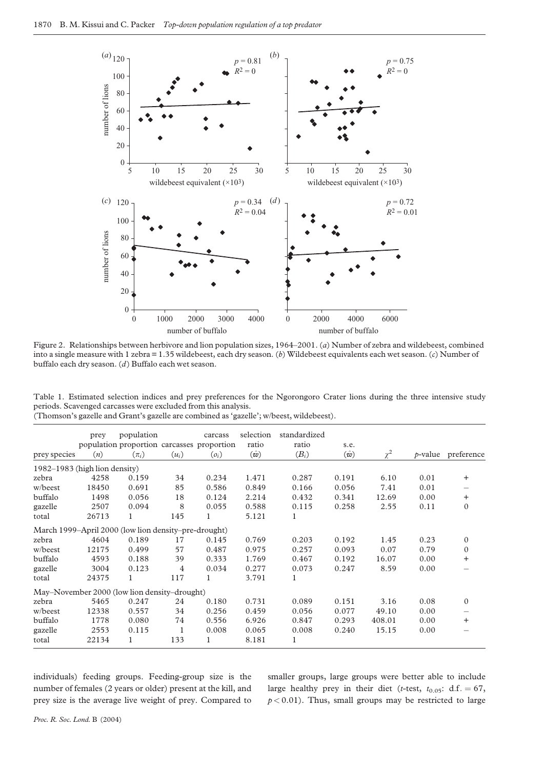Figure 2. Relationships between herbivore and lion population sizes, 1964–2001. (*a*) Number of zebra and wildebeest, combined into a single measure with 1 zebra = 1.35 wildebeest, each dry season. (*b*) Wildebeest equivalents each wet season. (*c*) Number of buffalo each dry season. (*d*) Buffalo each wet season.

Table 1. Estimated selection indices and prey preferences for the Ngorongoro Crater lions during the three intensive study periods. Scavenged carcasses were excluded from this analysis.
(Thomson's gazelle and Grant's gazelle are combined as 'gazelle'; w/beest, wildebeest).

| prey species | prey population ($n$) | population proportion ($\pi_i$) | carcasses ($u_i$) | carcass proportion ($o_i$) | selection ratio ($\hat{w}$) | standardized ratio ($B_i$) | s.e. ($\hat{w}$) | $\chi^2$ | $p$-value | preference |
|---|---|---|---|---|---|---|---|---|---|---|
| 1982–1983 (high lion density) | | | | | | | | | | |
| zebra | 4258 | 0.159 | 34 | 0.234 | 1.471 | 0.287 | 0.191 | 6.10 | 0.01 | + |
| w/beest | 18450 | 0.691 | 85 | 0.586 | 0.849 | 0.166 | 0.056 | 7.41 | 0.01 | – |
| buffalo | 1498 | 0.056 | 18 | 0.124 | 2.214 | 0.432 | 0.341 | 12.69 | 0.00 | + |
| gazelle | 2507 | 0.094 | 8 | 0.055 | 0.588 | 0.115 | 0.258 | 2.55 | 0.11 | 0 |
| total | 26713 | 1 | 145 | 1 | 5.121 | 1 | | | | |
| March 1999–April 2000 (low lion density–pre-drought) | | | | | | | | | | |
| zebra | 4604 | 0.189 | 17 | 0.145 | 0.769 | 0.203 | 0.192 | 1.45 | 0.23 | 0 |
| w/beest | 12175 | 0.499 | 57 | 0.487 | 0.975 | 0.257 | 0.093 | 0.07 | 0.79 | 0 |
| buffalo | 4593 | 0.188 | 39 | 0.333 | 1.769 | 0.467 | 0.192 | 16.07 | 0.00 | + |
| gazelle | 3004 | 0.123 | 4 | 0.034 | 0.277 | 0.073 | 0.247 | 8.59 | 0.00 | – |
| total | 24375 | 1 | 117 | 1 | 3.791 | 1 | | | | |
| May–November 2000 (low lion density–drought) | | | | | | | | | | |
| zebra | 5465 | 0.247 | 24 | 0.180 | 0.731 | 0.089 | 0.151 | 3.16 | 0.08 | 0 |
| w/beest | 12338 | 0.557 | 34 | 0.256 | 0.459 | 0.056 | 0.077 | 49.10 | 0.00 | – |
| buffalo | 1778 | 0.080 | 74 | 0.556 | 6.926 | 0.847 | 0.293 | 408.01 | 0.00 | + |
| gazelle | 2553 | 0.115 | 1 | 0.008 | 0.065 | 0.008 | 0.240 | 15.15 | 0.00 | – |
| total | 22134 | 1 | 133 | 1 | 8.181 | 1 | | | | |

individuals) feeding groups. Feeding-group size is the number of females (2 years or older) present at the kill, and prey size is the average live weight of prey. Compared to smaller groups, large groups were better able to include large healthy prey in their diet ($t$-test, $t_{0.05}$: d.f. = 67, $p < 0.01$). Thus, small groups may be restricted to large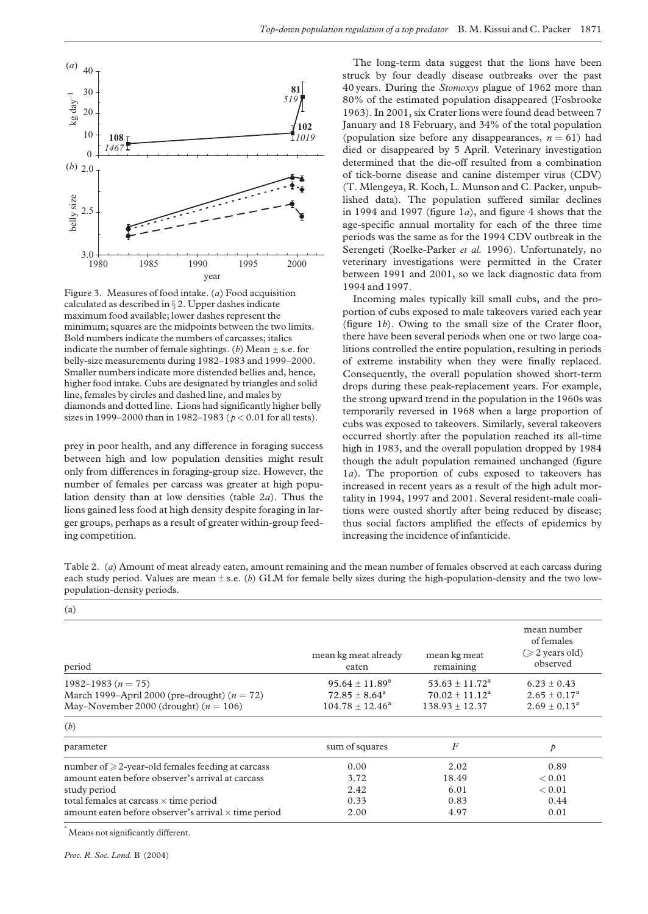Figure 3. Measures of food intake. (*a*) Food acquisition calculated as described in § 2. Upper dashes indicate maximum food available; lower dashes represent the minimum; squares are the midpoints between the two limits. Bold numbers indicate the numbers of carcasses; italics indicate the number of female sightings. (*b*) Mean ± s.e. for belly-size measurements during 1982–1983 and 1999–2000. Smaller numbers indicate more distended bellies and, hence, higher food intake. Cubs are designated by triangles and solid line, females by circles and dashed line, and males by diamonds and dotted line. Lions had significantly higher belly sizes in 1999–2000 than in 1982–1983 ($p < 0.01$ for all tests).

prey in poor health, and any difference in foraging success between high and low population densities might result only from differences in foraging-group size. However, the number of females per carcass was greater at high population density than at low densities (table 2*a*). Thus the lions gained less food at high density despite foraging in larger groups, perhaps as a result of greater within-group feeding competition.

The long-term data suggest that the lions have been struck by four deadly disease outbreaks over the past 40 years. During the *Stomoxys* plague of 1962 more than 80% of the estimated population disappeared (Fosbrooke 1963). In 2001, six Crater lions were found dead between 7 January and 18 February, and 34% of the total population (population size before any disappearances, $n = 61$) had died or disappeared by 5 April. Veterinary investigation determined that the die-off resulted from a combination of tick-borne disease and canine distemper virus (CDV) (T. Mlengeya, R. Koch, L. Munson and C. Packer, unpublished data). The population suffered similar declines in 1994 and 1997 (figure 1*a*), and figure 4 shows that the age-specific annual mortality for each of the three time periods was the same as for the 1994 CDV outbreak in the Serengeti (Roelke-Parker *et al.* 1996). Unfortunately, no veterinary investigations were permitted in the Crater between 1991 and 2001, so we lack diagnostic data from 1994 and 1997.

Incoming males typically kill small cubs, and the proportion of cubs exposed to male takeovers varied each year (figure 1*b*). Owing to the small size of the Crater floor, there have been several periods when one or two large coalitions controlled the entire population, resulting in periods of extreme instability when they were finally replaced. Consequently, the overall population showed short-term drops during these peak-replacement years. For example, the strong upward trend in the population in the 1960s was temporarily reversed in 1968 when a large proportion of cubs was exposed to takeovers. Similarly, several takeovers occurred shortly after the population reached its all-time high in 1983, and the overall population dropped by 1984 though the adult population remained unchanged (figure 1*a*). The proportion of cubs exposed to takeovers has increased in recent years as a result of the high adult mortality in 1994, 1997 and 2001. Several resident-male coalitions were ousted shortly after being reduced by disease; thus social factors amplified the effects of epidemics by increasing the incidence of infanticide.

Table 2. (*a*) Amount of meat already eaten, amount remaining and the mean number of females observed at each carcass during each study period. Values are mean ± s.e. (*b*) GLM for female belly sizes during the high-population-density and the two low-population-density periods.

(a)

| period | mean kg meat already eaten | mean kg meat remaining | mean number of females ($\geq$ 2 years old) observed |
|---|---|---|---|
| 1982–1983 ($n = 75$) | $95.64 \pm 11.89^{a}$ | $53.63 \pm 11.72^{a}$ | $6.23 \pm 0.43$ |
| March 1999–April 2000 (pre-drought) ($n = 72$) | $72.85 \pm 8.64^{a}$ | $70.02 \pm 11.12^{a}$ | $2.65 \pm 0.17^{a}$ |
| May–November 2000 (drought) ($n = 106$) | $104.78 \pm 12.46^{a}$ | $138.93 \pm 12.37$ | $2.69 \pm 0.13^{a}$ |

(*b*)

| parameter | sum of squares | $F$ | $p$ |
|---|---|---|---|
| number of $\geq$ 2-year-old females feeding at carcass | 0.00 | 2.02 | 0.89 |
| amount eaten before observer's arrival at carcass | 3.72 | 18.49 | $< 0.01$ |
| study period | 2.42 | 6.01 | $< 0.01$ |
| total females at carcass × time period | 0.33 | 0.83 | 0.44 |
| amount eaten before observer's arrival × time period | 2.00 | 4.97 | 0.01 |

[a] Means not significantly different.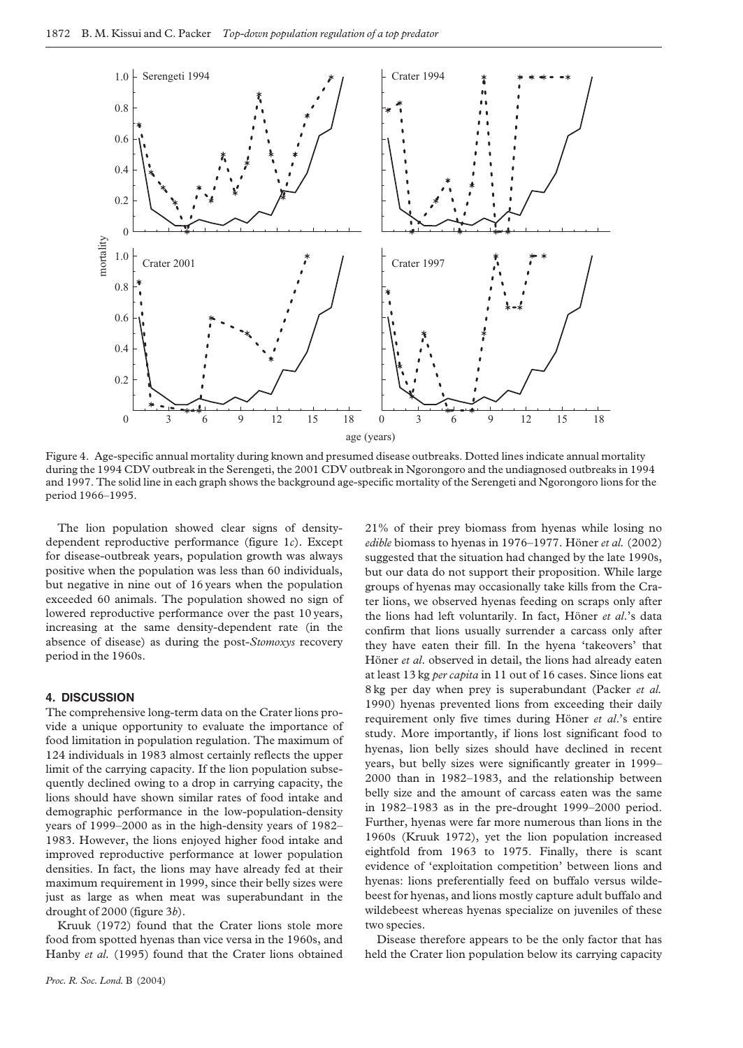Figure 4. Age-specific annual mortality during known and presumed disease outbreaks. Dotted lines indicate annual mortality during the 1994 CDV outbreak in the Serengeti, the 2001 CDV outbreak in Ngorongoro and the undiagnosed outbreaks in 1994 and 1997. The solid line in each graph shows the background age-specific mortality of the Serengeti and Ngorongoro lions for the period 1966–1995.

The lion population showed clear signs of density-dependent reproductive performance (figure 1*c*). Except for disease-outbreak years, population growth was always positive when the population was less than 60 individuals, but negative in nine out of 16 years when the population exceeded 60 animals. The population showed no sign of lowered reproductive performance over the past 10 years, increasing at the same density-dependent rate (in the absence of disease) as during the post-*Stomoxys* recovery period in the 1960s.

## 4. DISCUSSION

The comprehensive long-term data on the Crater lions provide a unique opportunity to evaluate the importance of food limitation in population regulation. The maximum of 124 individuals in 1983 almost certainly reflects the upper limit of the carrying capacity. If the lion population subsequently declined owing to a drop in carrying capacity, the lions should have shown similar rates of food intake and demographic performance in the low-population-density years of 1999–2000 as in the high-density years of 1982–1983. However, the lions enjoyed higher food intake and improved reproductive performance at lower population densities. In fact, the lions may have already fed at their maximum requirement in 1999, since their belly sizes were just as large as when meat was superabundant in the drought of 2000 (figure 3*b*).

Kruuk (1972) found that the Crater lions stole more food from spotted hyenas than vice versa in the 1960s, and Hanby *et al.* (1995) found that the Crater lions obtained 21% of their prey biomass from hyenas while losing no *edible* biomass to hyenas in 1976–1977. Höner *et al.* (2002) suggested that the situation had changed by the late 1990s, but our data do not support their proposition. While large groups of hyenas may occasionally take kills from the Crater lions, we observed hyenas feeding on scraps only after the lions had left voluntarily. In fact, Höner *et al.*'s data confirm that lions usually surrender a carcass only after they have eaten their fill. In the hyena 'takeovers' that Höner *et al.* observed in detail, the lions had already eaten at least 13 kg *per capita* in 11 out of 16 cases. Since lions eat 8 kg per day when prey is superabundant (Packer *et al.* 1990) hyenas prevented lions from exceeding their daily requirement only five times during Höner *et al.*'s entire study. More importantly, if lions lost significant food to hyenas, lion belly sizes should have declined in recent years, but belly sizes were significantly greater in 1999–2000 than in 1982–1983, and the relationship between belly size and the amount of carcass eaten was the same in 1982–1983 as in the pre-drought 1999–2000 period. Further, hyenas were far more numerous than lions in the 1960s (Kruuk 1972), yet the lion population increased eightfold from 1963 to 1975. Finally, there is scant evidence of 'exploitation competition' between lions and hyenas: lions preferentially feed on buffalo versus wildebeest for hyenas, and lions mostly capture adult buffalo and wildebeest whereas hyenas specialize on juveniles of these two species.

Disease therefore appears to be the only factor that has held the Crater lion population below its carrying capacity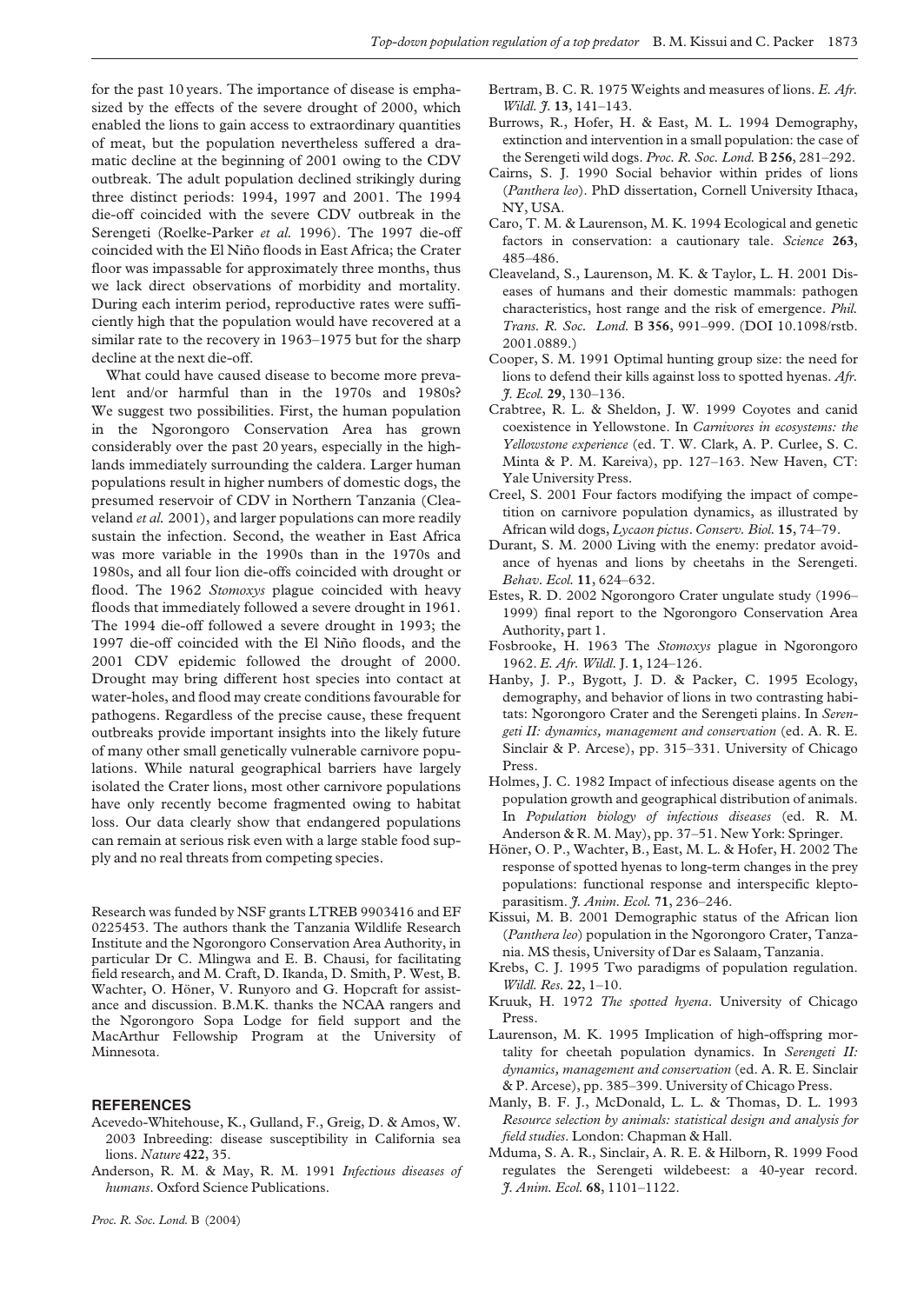for the past 10 years. The importance of disease is emphasized by the effects of the severe drought of 2000, which enabled the lions to gain access to extraordinary quantities of meat, but the population nevertheless suffered a dramatic decline at the beginning of 2001 owing to the CDV outbreak. The adult population declined strikingly during three distinct periods: 1994, 1997 and 2001. The 1994 die-off coincided with the severe CDV outbreak in the Serengeti (Roelke-Parker *et al.* 1996). The 1997 die-off coincided with the El Niño floods in East Africa; the Crater floor was impassable for approximately three months, thus we lack direct observations of morbidity and mortality. During each interim period, reproductive rates were sufficiently high that the population would have recovered at a similar rate to the recovery in 1963–1975 but for the sharp decline at the next die-off.

What could have caused disease to become more prevalent and/or harmful than in the 1970s and 1980s? We suggest two possibilities. First, the human population in the Ngorongoro Conservation Area has grown considerably over the past 20 years, especially in the highlands immediately surrounding the caldera. Larger human populations result in higher numbers of domestic dogs, the presumed reservoir of CDV in Northern Tanzania (Cleaveland *et al.* 2001), and larger populations can more readily sustain the infection. Second, the weather in East Africa was more variable in the 1990s than in the 1970s and 1980s, and all four lion die-offs coincided with drought or flood. The 1962 *Stomoxys* plague coincided with heavy floods that immediately followed a severe drought in 1961. The 1994 die-off followed a severe drought in 1993; the 1997 die-off coincided with the El Niño floods, and the 2001 CDV epidemic followed the drought of 2000. Drought may bring different host species into contact at water-holes, and flood may create conditions favourable for pathogens. Regardless of the precise cause, these frequent outbreaks provide important insights into the likely future of many other small genetically vulnerable carnivore populations. While natural geographical barriers have largely isolated the Crater lions, most other carnivore populations have only recently become fragmented owing to habitat loss. Our data clearly show that endangered populations can remain at serious risk even with a large stable food supply and no real threats from competing species.

Research was funded by NSF grants LTREB 9903416 and EF 0225453. The authors thank the Tanzania Wildlife Research Institute and the Ngorongoro Conservation Area Authority, in particular Dr C. Mlingwa and E. B. Chausi, for facilitating field research, and M. Craft, D. Ikanda, D. Smith, P. West, B. Wachter, O. Höner, V. Runyoro and G. Hopcraft for assistance and discussion. B.M.K. thanks the NCAA rangers and the Ngorongoro Sopa Lodge for field support and the MacArthur Fellowship Program at the University of Minnesota.

## REFERENCES

Acevedo-Whitehouse, K., Gulland, F., Greig, D. & Amos, W. 2003 Inbreeding: disease susceptibility in California sea lions. *Nature* **422**, 35.

Anderson, R. M. & May, R. M. 1991 *Infectious diseases of humans*. Oxford Science Publications.

Bertram, B. C. R. 1975 Weights and measures of lions. *E. Afr. Wildl. J.* **13**, 141–143.

Burrows, R., Hofer, H. & East, M. L. 1994 Demography, extinction and intervention in a small population: the case of the Serengeti wild dogs. *Proc. R. Soc. Lond.* B **256**, 281–292.

Cairns, S. J. 1990 Social behavior within prides of lions (*Panthera leo*). PhD dissertation, Cornell University Ithaca, NY, USA.

Caro, T. M. & Laurenson, M. K. 1994 Ecological and genetic factors in conservation: a cautionary tale. *Science* **263**, 485–486.

Cleaveland, S., Laurenson, M. K. & Taylor, L. H. 2001 Diseases of humans and their domestic mammals: pathogen characteristics, host range and the risk of emergence. *Phil. Trans. R. Soc. Lond.* B **356**, 991–999. (DOI 10.1098/rstb.2001.0889.)

Cooper, S. M. 1991 Optimal hunting group size: the need for lions to defend their kills against loss to spotted hyenas. *Afr. J. Ecol.* **29**, 130–136.

Crabtree, R. L. & Sheldon, J. W. 1999 Coyotes and canid coexistence in Yellowstone. In *Carnivores in ecosystems: the Yellowstone experience* (ed. T. W. Clark, A. P. Curlee, S. C. Minta & P. M. Kareiva), pp. 127–163. New Haven, CT: Yale University Press.

Creel, S. 2001 Four factors modifying the impact of competition on carnivore population dynamics, as illustrated by African wild dogs, *Lycaon pictus*. *Conserv. Biol.* **15**, 74–79.

Durant, S. M. 2000 Living with the enemy: predator avoidance of hyenas and lions by cheetahs in the Serengeti. *Behav. Ecol.* **11**, 624–632.

Estes, R. D. 2002 Ngorongoro Crater ungulate study (1996–1999) final report to the Ngorongoro Conservation Area Authority, part 1.

Fosbrooke, H. 1963 The *Stomoxys* plague in Ngorongoro 1962. *E. Afr. Wildl.* J. **1**, 124–126.

Hanby, J. P., Bygott, J. D. & Packer, C. 1995 Ecology, demography, and behavior of lions in two contrasting habitats: Ngorongoro Crater and the Serengeti plains. In *Serengeti II: dynamics, management and conservation* (ed. A. R. E. Sinclair & P. Arcese), pp. 315–331. University of Chicago Press.

Holmes, J. C. 1982 Impact of infectious disease agents on the population growth and geographical distribution of animals. In *Population biology of infectious diseases* (ed. R. M. Anderson & R. M. May), pp. 37–51. New York: Springer.

Höner, O. P., Wachter, B., East, M. L. & Hofer, H. 2002 The response of spotted hyenas to long-term changes in the prey populations: functional response and interspecific kleptoparasitism. *J. Anim. Ecol.* **71**, 236–246.

Kissui, M. B. 2001 Demographic status of the African lion (*Panthera leo*) population in the Ngorongoro Crater, Tanzania. MS thesis, University of Dar es Salaam, Tanzania.

Krebs, C. J. 1995 Two paradigms of population regulation. *Wildl. Res.* **22**, 1–10.

Kruuk, H. 1972 *The spotted hyena*. University of Chicago Press.

Laurenson, M. K. 1995 Implication of high-offspring mortality for cheetah population dynamics. In *Serengeti II: dynamics, management and conservation* (ed. A. R. E. Sinclair & P. Arcese), pp. 385–399. University of Chicago Press.

Manly, B. F. J., McDonald, L. L. & Thomas, D. L. 1993 *Resource selection by animals: statistical design and analysis for field studies*. London: Chapman & Hall.

Mduma, S. A. R., Sinclair, A. R. E. & Hilborn, R. 1999 Food regulates the Serengeti wildebeest: a 40-year record. *J. Anim. Ecol.* **68**, 1101–1122.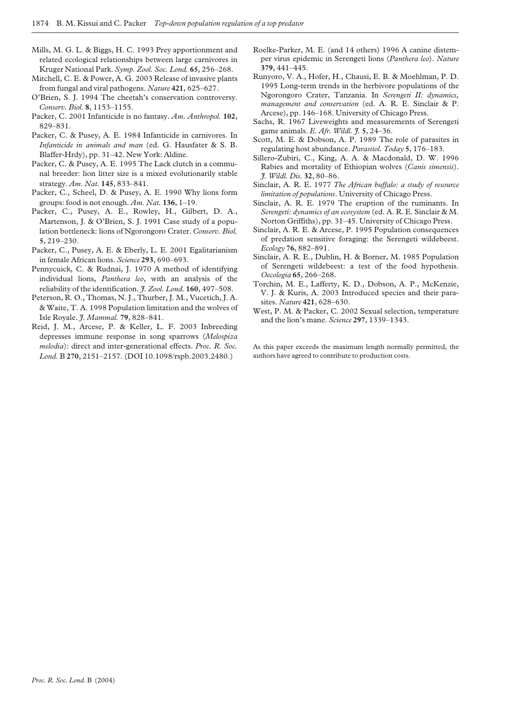Mills, M. G. L. & Biggs, H. C. 1993 Prey apportionment and related ecological relationships between large carnivores in Kruger National Park. *Symp. Zool. Soc. Lond.* **65**, 256–268.

Mitchell, C. E. & Power, A. G. 2003 Release of invasive plants from fungal and viral pathogens. *Nature* **421**, 625–627.

O'Brien, S. J. 1994 The cheetah's conservation controversy. *Conserv. Biol.* **8**, 1153–1155.

Packer, C. 2001 Infanticide is no fantasy. *Am. Anthropol.* **102**, 829–831.

Packer, C. & Pusey, A. E. 1984 Infanticide in carnivores. In *Infanticide in animals and man* (ed. G. Hausfater & S. B. Blaffer-Hrdy), pp. 31–42. New York: Aldine.

Packer, C. & Pusey, A. E. 1995 The Lack clutch in a communal breeder: lion litter size is a mixed evolutionarily stable strategy. *Am. Nat.* **145**, 833–841.

Packer, C., Scheel, D. & Pusey, A. E. 1990 Why lions form groups: food is not enough. *Am. Nat.* **136**, 1–19.

Packer, C., Pusey, A. E., Rowley, H., Gilbert, D. A., Martenson, J. & O'Brien, S. J. 1991 Case study of a population bottleneck: lions of Ngorongoro Crater. *Conserv. Biol.* **5**, 219–230.

Packer, C., Pusey, A. E. & Eberly, L. E. 2001 Egalitarianism in female African lions. *Science* **293**, 690–693.

Pennycuick, C. & Rudnai, J. 1970 A method of identifying individual lions, *Panthera leo*, with an analysis of the reliability of the identification. *J. Zool. Lond.* **160**, 497–508.

Peterson, R. O., Thomas, N. J., Thurber, J. M., Vucetich, J. A. & Waite, T. A. 1998 Population limitation and the wolves of Isle Royale. *J. Mammal.* **79**, 828–841.

Reid, J. M., Arcese, P. & Keller, L. F. 2003 Inbreeding depresses immune response in song sparrows (*Melospiza melodia*): direct and inter-generational effects. *Proc. R. Soc. Lond.* B **270**, 2151–2157. (DOI 10.1098/rspb.2003.2480.)

Roelke-Parker, M. E. (and 14 others) 1996 A canine distemper virus epidemic in Serengeti lions (*Panthera leo*). *Nature* **379**, 441–445.

Runyoro, V. A., Hofer, H., Chausi, E. B. & Moehlman, P. D. 1995 Long-term trends in the herbivore populations of the Ngorongoro Crater, Tanzania. In *Serengeti II: dynamics, management and conservation* (ed. A. R. E. Sinclair & P. Arcese), pp. 146–168. University of Chicago Press.

Sachs, R. 1967 Liveweights and measurements of Serengeti game animals. *E. Afr. Wildl. J.* **5**, 24–36.

Scott, M. E. & Dobson, A. P. 1989 The role of parasites in regulating host abundance. *Parasitol. Today* **5**, 176–183.

Sillero-Zubiri, C., King, A. A. & Macdonald, D. W. 1996 Rabies and mortality of Ethiopian wolves (*Canis simensis*). *J. Wildl. Dis.* **32**, 80–86.

Sinclair, A. R. E. 1977 *The African buffalo: a study of resource limitation of populations*. University of Chicago Press.

Sinclair, A. R. E. 1979 The eruption of the ruminants. In *Serengeti: dynamics of an ecosystem* (ed. A. R. E. Sinclair & M. Norton Griffiths), pp. 31–45. University of Chicago Press.

Sinclair, A. R. E. & Arcese, P. 1995 Population consequences of predation sensitive foraging: the Serengeti wildebeest. *Ecology* **76**, 882–891.

Sinclair, A. R. E., Dublin, H. & Borner, M. 1985 Population of Serengeti wildebeest: a test of the food hypothesis. *Oecologia* **65**, 266–268.

Torchin, M. E., Lafferty, K. D., Dobson, A. P., McKenzie, V. J. & Kuris, A. 2003 Introduced species and their parasites. *Nature* **421**, 628–630.

West, P. M. & Packer, C. 2002 Sexual selection, temperature and the lion's mane. *Science* **297**, 1339–1343.

As this paper exceeds the maximum length normally permitted, the authors have agreed to contribute to production costs.